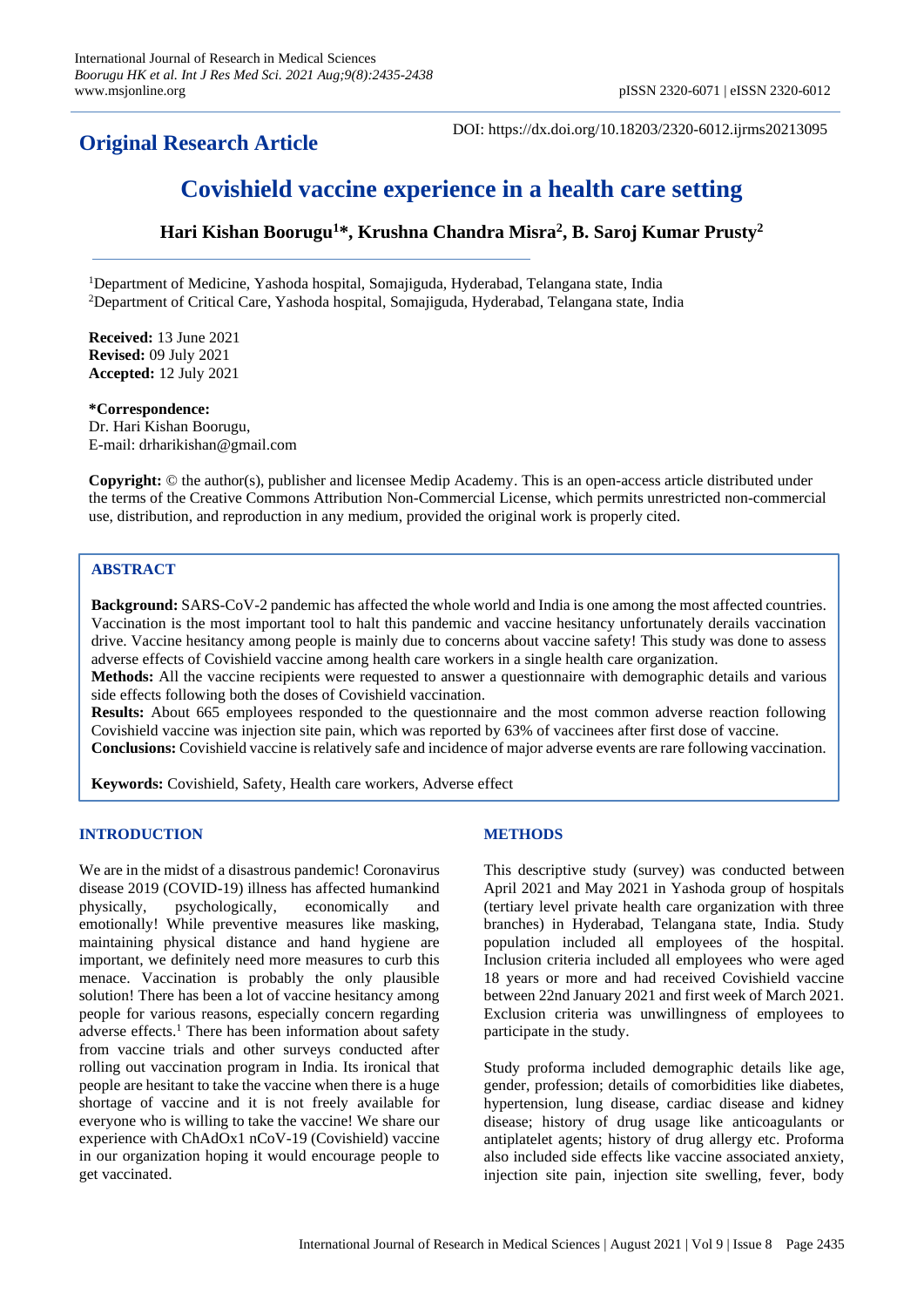**Original Research Article**

DOI: https://dx.doi.org/10.18203/2320-6012.ijrms20213095

# Covishield vaccine experience in a health care setting

**Hari Kishan Boorugu[1]\*, Krushna Chandra Misra[2], B. Saroj Kumar Prusty[2]**

[1]Department of Medicine, Yashoda hospital, Somajiguda, Hyderabad, Telangana state, India
[2]Department of Critical Care, Yashoda hospital, Somajiguda, Hyderabad, Telangana state, India

**Received:** 13 June 2021
**Revised:** 09 July 2021
**Accepted:** 12 July 2021

**\*Correspondence:**
Dr. Hari Kishan Boorugu,
E-mail: drharikishan@gmail.com

**Copyright:** © the author(s), publisher and licensee Medip Academy. This is an open-access article distributed under the terms of the Creative Commons Attribution Non-Commercial License, which permits unrestricted non-commercial use, distribution, and reproduction in any medium, provided the original work is properly cited.

## ABSTRACT

**Background:** SARS-CoV-2 pandemic has affected the whole world and India is one among the most affected countries. Vaccination is the most important tool to halt this pandemic and vaccine hesitancy unfortunately derails vaccination drive. Vaccine hesitancy among people is mainly due to concerns about vaccine safety! This study was done to assess adverse effects of Covishield vaccine among health care workers in a single health care organization.

**Methods:** All the vaccine recipients were requested to answer a questionnaire with demographic details and various side effects following both the doses of Covishield vaccination.

**Results:** About 665 employees responded to the questionnaire and the most common adverse reaction following Covishield vaccine was injection site pain, which was reported by 63% of vaccinees after first dose of vaccine.

**Conclusions:** Covishield vaccine is relatively safe and incidence of major adverse events are rare following vaccination.

**Keywords:** Covishield, Safety, Health care workers, Adverse effect

## INTRODUCTION

We are in the midst of a disastrous pandemic! Coronavirus disease 2019 (COVID-19) illness has affected humankind physically, psychologically, economically and emotionally! While preventive measures like masking, maintaining physical distance and hand hygiene are important, we definitely need more measures to curb this menace. Vaccination is probably the only plausible solution! There has been a lot of vaccine hesitancy among people for various reasons, especially concern regarding adverse effects.[1] There has been information about safety from vaccine trials and other surveys conducted after rolling out vaccination program in India. Its ironical that people are hesitant to take the vaccine when there is a huge shortage of vaccine and it is not freely available for everyone who is willing to take the vaccine! We share our experience with ChAdOx1 nCoV-19 (Covishield) vaccine in our organization hoping it would encourage people to get vaccinated.

## METHODS

This descriptive study (survey) was conducted between April 2021 and May 2021 in Yashoda group of hospitals (tertiary level private health care organization with three branches) in Hyderabad, Telangana state, India. Study population included all employees of the hospital. Inclusion criteria included all employees who were aged 18 years or more and had received Covishield vaccine between 22nd January 2021 and first week of March 2021. Exclusion criteria was unwillingness of employees to participate in the study.

Study proforma included demographic details like age, gender, profession; details of comorbidities like diabetes, hypertension, lung disease, cardiac disease and kidney disease; history of drug usage like anticoagulants or antiplatelet agents; history of drug allergy etc. Proforma also included side effects like vaccine associated anxiety, injection site pain, injection site swelling, fever, body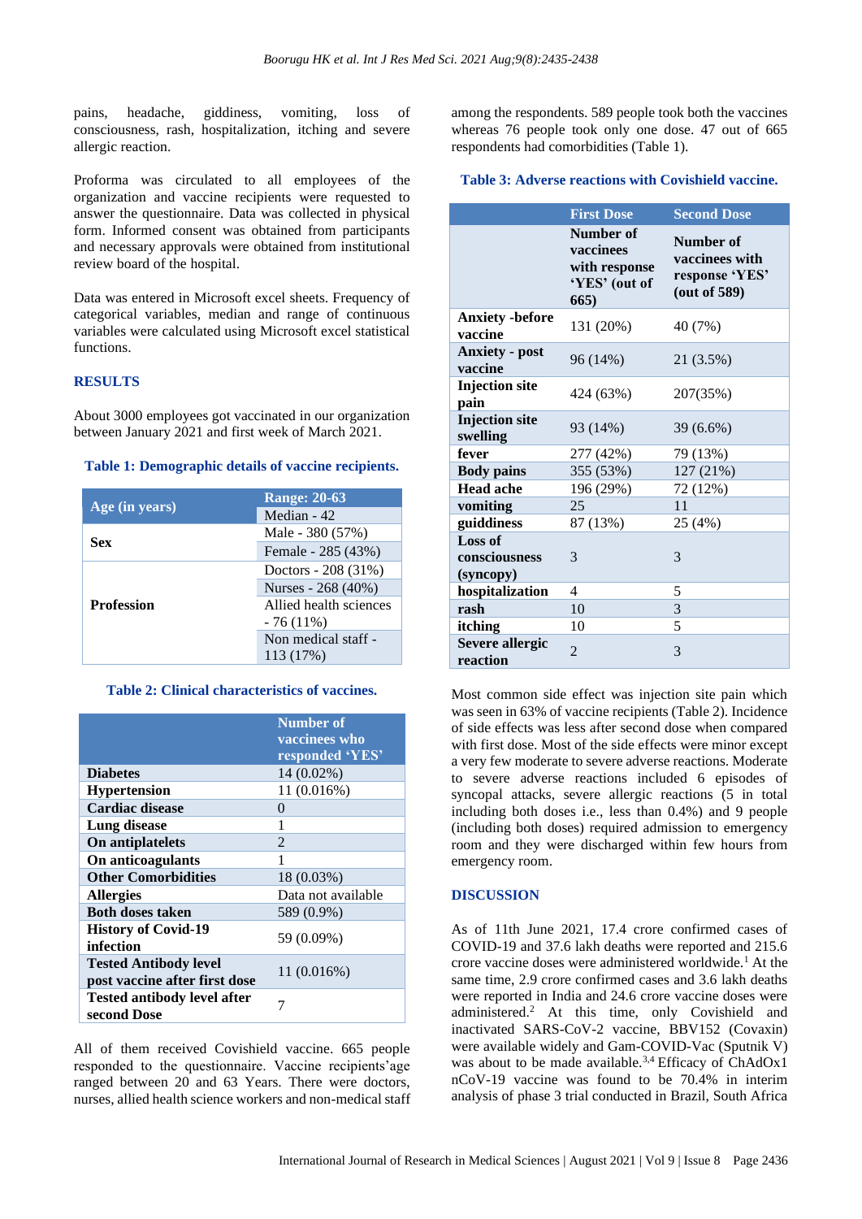pains, headache, giddiness, vomiting, loss of consciousness, rash, hospitalization, itching and severe allergic reaction.

Proforma was circulated to all employees of the organization and vaccine recipients were requested to answer the questionnaire. Data was collected in physical form. Informed consent was obtained from participants and necessary approvals were obtained from institutional review board of the hospital.

Data was entered in Microsoft excel sheets. Frequency of categorical variables, median and range of continuous variables were calculated using Microsoft excel statistical functions.

## RESULTS

About 3000 employees got vaccinated in our organization between January 2021 and first week of March 2021.

**Table 1: Demographic details of vaccine recipients.**

| Age (in years) | Range: 20-63 |
|---|---|
| | Median - 42 |
| Sex | Male - 380 (57%) |
| | Female - 285 (43%) |
| Profession | Doctors - 208 (31%) |
| | Nurses - 268 (40%) |
| | Allied health sciences - 76 (11%) |
| | Non medical staff - 113 (17%) |

**Table 2: Clinical characteristics of vaccines.**

| | Number of vaccinees who responded 'YES' |
|---|---|
| Diabetes | 14 (0.02%) |
| Hypertension | 11 (0.016%) |
| Cardiac disease | 0 |
| Lung disease | 1 |
| On antiplatelets | 2 |
| On anticoagulants | 1 |
| Other Comorbidities | 18 (0.03%) |
| Allergies | Data not available |
| Both doses taken | 589 (0.9%) |
| History of Covid-19 infection | 59 (0.09%) |
| Tested Antibody level post vaccine after first dose | 11 (0.016%) |
| Tested antibody level after second Dose | 7 |

All of them received Covishield vaccine. 665 people responded to the questionnaire. Vaccine recipients'age ranged between 20 and 63 Years. There were doctors, nurses, allied health science workers and non-medical staff among the respondents. 589 people took both the vaccines whereas 76 people took only one dose. 47 out of 665 respondents had comorbidities (Table 1).

**Table 3: Adverse reactions with Covishield vaccine.**

| | First Dose | Second Dose |
|---|---|---|
| | Number of vaccinees with response 'YES' (out of 665) | Number of vaccinees with response 'YES' (out of 589) |
| Anxiety -before vaccine | 131 (20%) | 40 (7%) |
| Anxiety - post vaccine | 96 (14%) | 21 (3.5%) |
| Injection site pain | 424 (63%) | 207(35%) |
| Injection site swelling | 93 (14%) | 39 (6.6%) |
| fever | 277 (42%) | 79 (13%) |
| Body pains | 355 (53%) | 127 (21%) |
| Head ache | 196 (29%) | 72 (12%) |
| vomiting | 25 | 11 |
| guiddiness | 87 (13%) | 25 (4%) |
| Loss of consciousness (syncopy) | 3 | 3 |
| hospitalization | 4 | 5 |
| rash | 10 | 3 |
| itching | 10 | 5 |
| Severe allergic reaction | 2 | 3 |

Most common side effect was injection site pain which was seen in 63% of vaccine recipients (Table 2). Incidence of side effects was less after second dose when compared with first dose. Most of the side effects were minor except a very few moderate to severe adverse reactions. Moderate to severe adverse reactions included 6 episodes of syncopal attacks, severe allergic reactions (5 in total including both doses i.e., less than 0.4%) and 9 people (including both doses) required admission to emergency room and they were discharged within few hours from emergency room.

## DISCUSSION

As of 11th June 2021, 17.4 crore confirmed cases of COVID-19 and 37.6 lakh deaths were reported and 215.6 crore vaccine doses were administered worldwide.[1] At the same time, 2.9 crore confirmed cases and 3.6 lakh deaths were reported in India and 24.6 crore vaccine doses were administered.[2] At this time, only Covishield and inactivated SARS-CoV-2 vaccine, BBV152 (Covaxin) were available widely and Gam-COVID-Vac (Sputnik V) was about to be made available.[3,4] Efficacy of ChAdOx1 nCoV-19 vaccine was found to be 70.4% in interim analysis of phase 3 trial conducted in Brazil, South Africa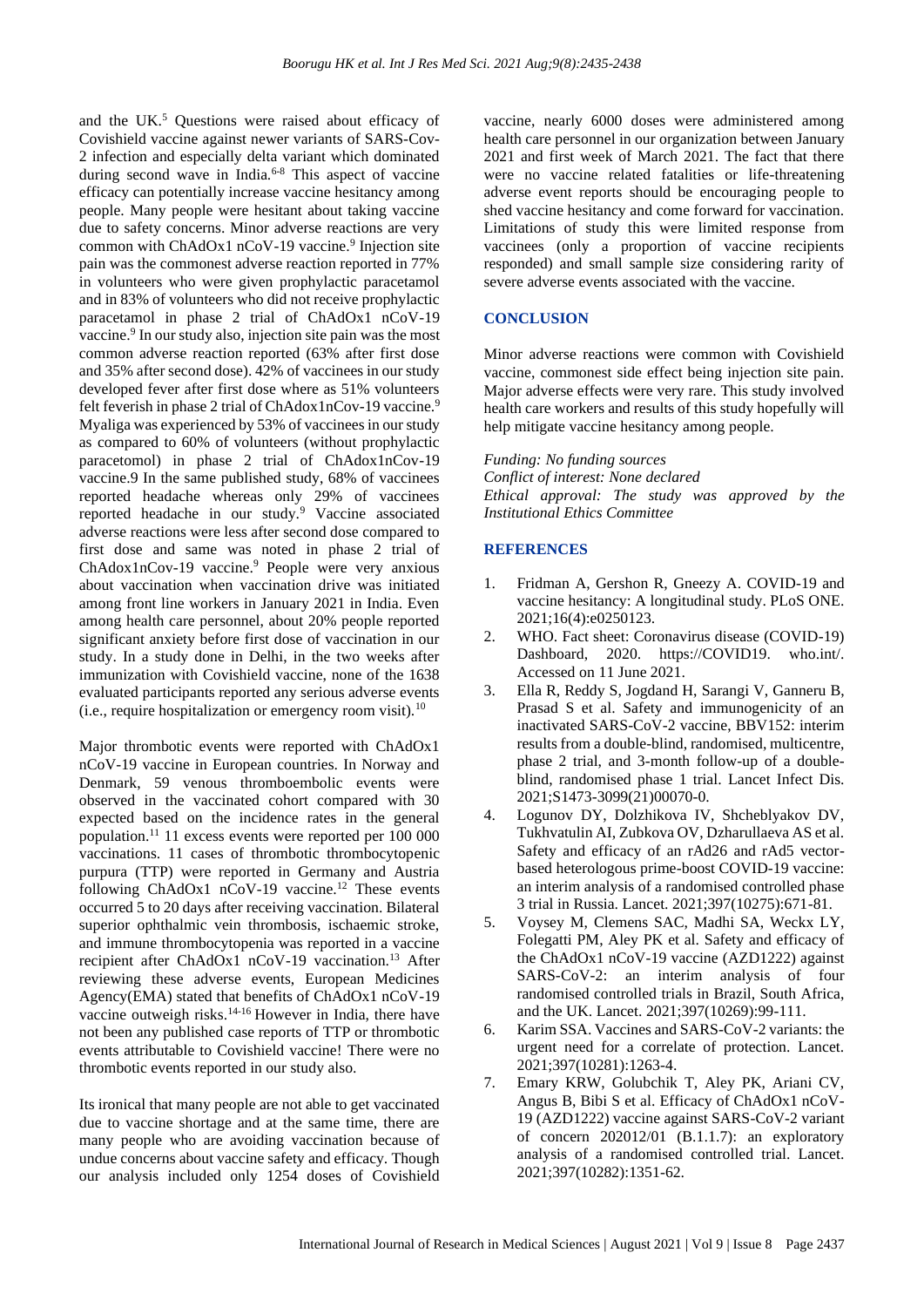and the UK.[5] Questions were raised about efficacy of Covishield vaccine against newer variants of SARS-Cov-2 infection and especially delta variant which dominated during second wave in India.[6-8] This aspect of vaccine efficacy can potentially increase vaccine hesitancy among people. Many people were hesitant about taking vaccine due to safety concerns. Minor adverse reactions are very common with ChAdOx1 nCoV-19 vaccine.[9] Injection site pain was the commonest adverse reaction reported in 77% in volunteers who were given prophylactic paracetamol and in 83% of volunteers who did not receive prophylactic paracetamol in phase 2 trial of ChAdOx1 nCoV-19 vaccine.[9] In our study also, injection site pain was the most common adverse reaction reported (63% after first dose and 35% after second dose). 42% of vaccinees in our study developed fever after first dose where as 51% volunteers felt feverish in phase 2 trial of ChAdox1nCov-19 vaccine.[9] Myaliga was experienced by 53% of vaccinees in our study as compared to 60% of volunteers (without prophylactic paracetomol) in phase 2 trial of ChAdox1nCov-19 vaccine.9 In the same published study, 68% of vaccinees reported headache whereas only 29% of vaccinees reported headache in our study.[9] Vaccine associated adverse reactions were less after second dose compared to first dose and same was noted in phase 2 trial of ChAdox1nCov-19 vaccine.[9] People were very anxious about vaccination when vaccination drive was initiated among front line workers in January 2021 in India. Even among health care personnel, about 20% people reported significant anxiety before first dose of vaccination in our study. In a study done in Delhi, in the two weeks after immunization with Covishield vaccine, none of the 1638 evaluated participants reported any serious adverse events (i.e., require hospitalization or emergency room visit).[10]

Major thrombotic events were reported with ChAdOx1 nCoV-19 vaccine in European countries. In Norway and Denmark, 59 venous thromboembolic events were observed in the vaccinated cohort compared with 30 expected based on the incidence rates in the general population.[11] 11 excess events were reported per 100 000 vaccinations. 11 cases of thrombotic thrombocytopenic purpura (TTP) were reported in Germany and Austria following ChAdOx1 nCoV-19 vaccine.[12] These events occurred 5 to 20 days after receiving vaccination. Bilateral superior ophthalmic vein thrombosis, ischaemic stroke, and immune thrombocytopenia was reported in a vaccine recipient after ChAdOx1 nCoV-19 vaccination.[13] After reviewing these adverse events, European Medicines Agency(EMA) stated that benefits of ChAdOx1 nCoV-19 vaccine outweigh risks.[14-16] However in India, there have not been any published case reports of TTP or thrombotic events attributable to Covishield vaccine! There were no thrombotic events reported in our study also.

Its ironical that many people are not able to get vaccinated due to vaccine shortage and at the same time, there are many people who are avoiding vaccination because of undue concerns about vaccine safety and efficacy. Though our analysis included only 1254 doses of Covishield vaccine, nearly 6000 doses were administered among health care personnel in our organization between January 2021 and first week of March 2021. The fact that there were no vaccine related fatalities or life-threatening adverse event reports should be encouraging people to shed vaccine hesitancy and come forward for vaccination. Limitations of study this were limited response from vaccinees (only a proportion of vaccine recipients responded) and small sample size considering rarity of severe adverse events associated with the vaccine.

## CONCLUSION

Minor adverse reactions were common with Covishield vaccine, commonest side effect being injection site pain. Major adverse effects were very rare. This study involved health care workers and results of this study hopefully will help mitigate vaccine hesitancy among people.

*Funding: No funding sources*
*Conflict of interest: None declared*
*Ethical approval: The study was approved by the Institutional Ethics Committee*

## REFERENCES

1. Fridman A, Gershon R, Gneezy A. COVID-19 and vaccine hesitancy: A longitudinal study. PLoS ONE. 2021;16(4):e0250123.
2. WHO. Fact sheet: Coronavirus disease (COVID-19) Dashboard, 2020. https://COVID19. who.int/. Accessed on 11 June 2021.
3. Ella R, Reddy S, Jogdand H, Sarangi V, Ganneru B, Prasad S et al. Safety and immunogenicity of an inactivated SARS-CoV-2 vaccine, BBV152: interim results from a double-blind, randomised, multicentre, phase 2 trial, and 3-month follow-up of a double-blind, randomised phase 1 trial. Lancet Infect Dis. 2021;S1473-3099(21)00070-0.
4. Logunov DY, Dolzhikova IV, Shcheblyakov DV, Tukhvatulin AI, Zubkova OV, Dzharullaeva AS et al. Safety and efficacy of an rAd26 and rAd5 vector-based heterologous prime-boost COVID-19 vaccine: an interim analysis of a randomised controlled phase 3 trial in Russia. Lancet. 2021;397(10275):671-81.
5. Voysey M, Clemens SAC, Madhi SA, Weckx LY, Folegatti PM, Aley PK et al. Safety and efficacy of the ChAdOx1 nCoV-19 vaccine (AZD1222) against SARS-CoV-2: an interim analysis of four randomised controlled trials in Brazil, South Africa, and the UK. Lancet. 2021;397(10269):99-111.
6. Karim SSA. Vaccines and SARS-CoV-2 variants: the urgent need for a correlate of protection. Lancet. 2021;397(10281):1263-4.
7. Emary KRW, Golubchik T, Aley PK, Ariani CV, Angus B, Bibi S et al. Efficacy of ChAdOx1 nCoV-19 (AZD1222) vaccine against SARS-CoV-2 variant of concern 202012/01 (B.1.1.7): an exploratory analysis of a randomised controlled trial. Lancet. 2021;397(10282):1351-62.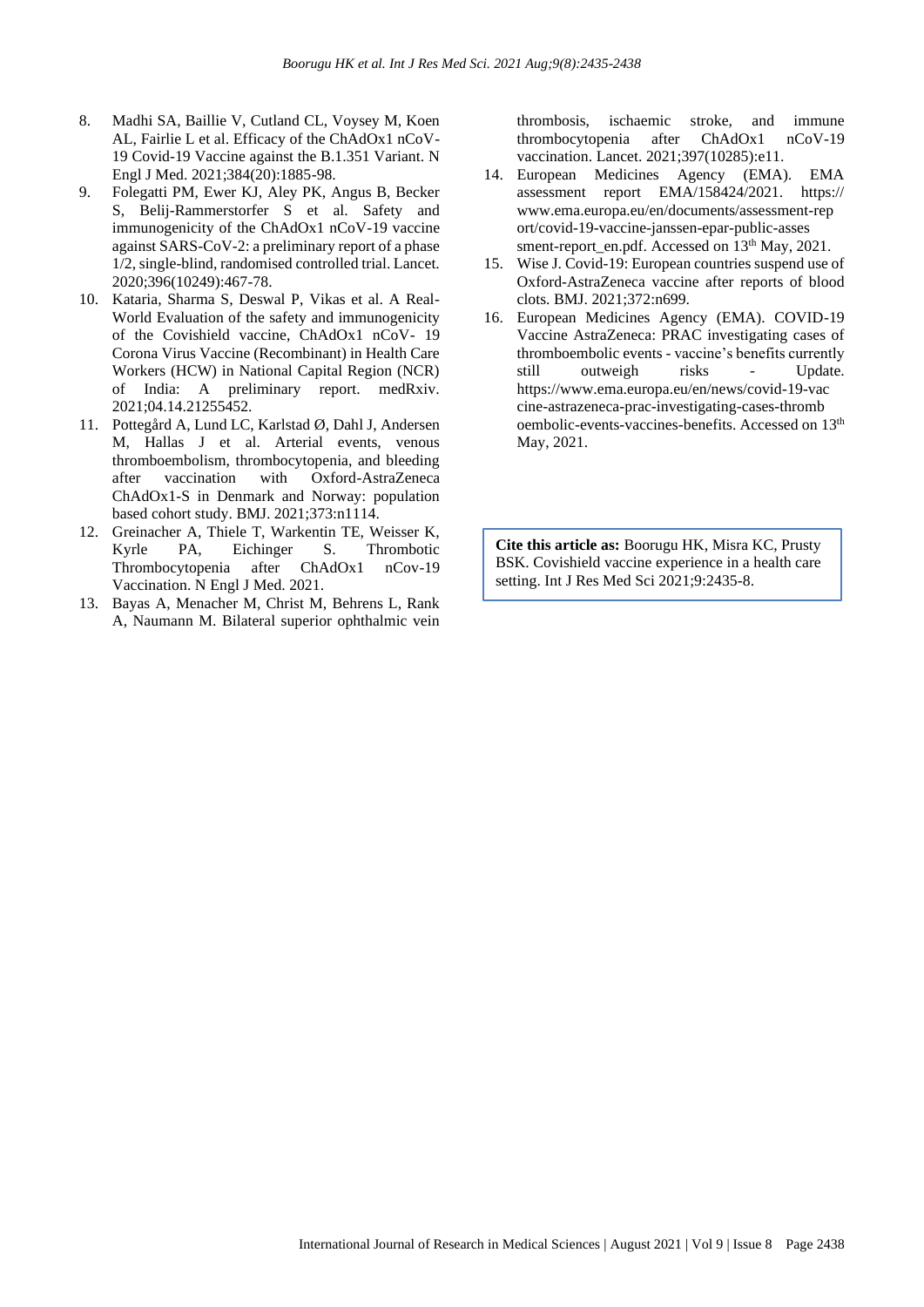8. Madhi SA, Baillie V, Cutland CL, Voysey M, Koen AL, Fairlie L et al. Efficacy of the ChAdOx1 nCoV-19 Covid-19 Vaccine against the B.1.351 Variant. N Engl J Med. 2021;384(20):1885-98.
9. Folegatti PM, Ewer KJ, Aley PK, Angus B, Becker S, Belij-Rammerstorfer S et al. Safety and immunogenicity of the ChAdOx1 nCoV-19 vaccine against SARS-CoV-2: a preliminary report of a phase 1/2, single-blind, randomised controlled trial. Lancet. 2020;396(10249):467-78.
10. Kataria, Sharma S, Deswal P, Vikas et al. A Real-World Evaluation of the safety and immunogenicity of the Covishield vaccine, ChAdOx1 nCoV- 19 Corona Virus Vaccine (Recombinant) in Health Care Workers (HCW) in National Capital Region (NCR) of India: A preliminary report. medRxiv. 2021;04.14.21255452.
11. Pottegård A, Lund LC, Karlstad Ø, Dahl J, Andersen M, Hallas J et al. Arterial events, venous thromboembolism, thrombocytopenia, and bleeding after vaccination with Oxford-AstraZeneca ChAdOx1-S in Denmark and Norway: population based cohort study. BMJ. 2021;373:n1114.
12. Greinacher A, Thiele T, Warkentin TE, Weisser K, Kyrle PA, Eichinger S. Thrombotic Thrombocytopenia after ChAdOx1 nCov-19 Vaccination. N Engl J Med. 2021.
13. Bayas A, Menacher M, Christ M, Behrens L, Rank A, Naumann M. Bilateral superior ophthalmic vein thrombosis, ischaemic stroke, and immune thrombocytopenia after ChAdOx1 nCoV-19 vaccination. Lancet. 2021;397(10285):e11.
14. European Medicines Agency (EMA). EMA assessment report EMA/158424/2021. https://www.ema.europa.eu/en/documents/assessment-report/covid-19-vaccine-janssen-epar-public-assessment-report_en.pdf. Accessed on 13th May, 2021.
15. Wise J. Covid-19: European countries suspend use of Oxford-AstraZeneca vaccine after reports of blood clots. BMJ. 2021;372:n699.
16. European Medicines Agency (EMA). COVID-19 Vaccine AstraZeneca: PRAC investigating cases of thromboembolic events - vaccine's benefits currently still outweigh risks - Update. https://www.ema.europa.eu/en/news/covid-19-vaccine-astrazeneca-prac-investigating-cases-thromboembolic-events-vaccines-benefits. Accessed on 13th May, 2021.

**Cite this article as:** Boorugu HK, Misra KC, Prusty BSK. Covishield vaccine experience in a health care setting. Int J Res Med Sci 2021;9:2435-8.